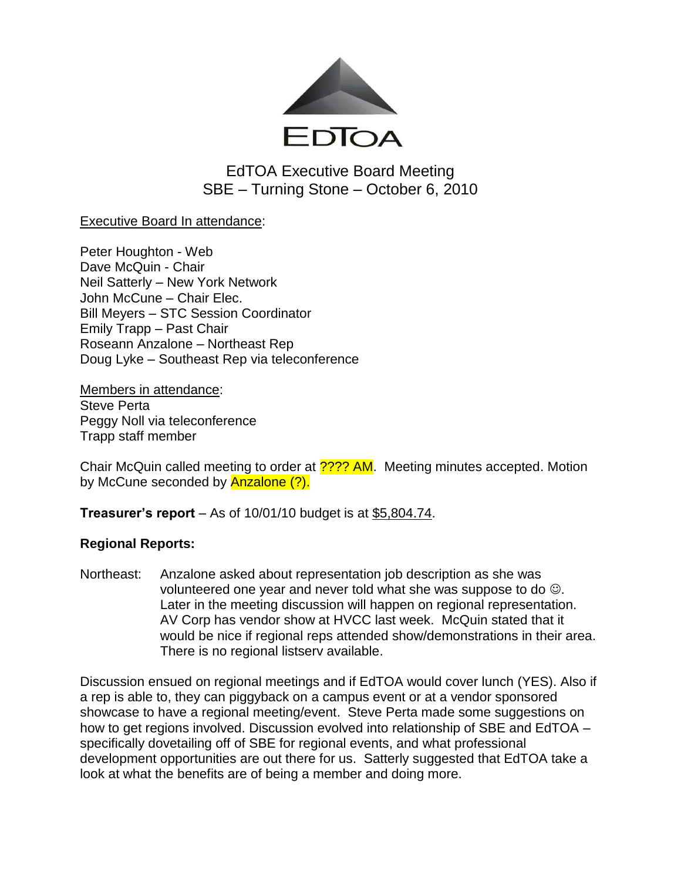EdTOA

# EdTOA Executive Board Meeting
## SBE – Turning Stone – October 6, 2010

Executive Board In attendance:

Peter Houghton - Web
Dave McQuin - Chair
Neil Satterly – New York Network
John McCune – Chair Elec.
Bill Meyers – STC Session Coordinator
Emily Trapp – Past Chair
Roseann Anzalone – Northeast Rep
Doug Lyke – Southeast Rep via teleconference

Members in attendance:
Steve Perta
Peggy Noll via teleconference
Trapp staff member

Chair McQuin called meeting to order at ???? AM. Meeting minutes accepted. Motion by McCune seconded by Anzalone (?).

**Treasurer's report** – As of 10/01/10 budget is at $5,804.74.

**Regional Reports:**

Northeast: Anzalone asked about representation job description as she was volunteered one year and never told what she was suppose to do ☺. Later in the meeting discussion will happen on regional representation. AV Corp has vendor show at HVCC last week. McQuin stated that it would be nice if regional reps attended show/demonstrations in their area. There is no regional listserv available.

Discussion ensued on regional meetings and if EdTOA would cover lunch (YES). Also if a rep is able to, they can piggyback on a campus event or at a vendor sponsored showcase to have a regional meeting/event. Steve Perta made some suggestions on how to get regions involved. Discussion evolved into relationship of SBE and EdTOA – specifically dovetailing off of SBE for regional events, and what professional development opportunities are out there for us. Satterly suggested that EdTOA take a look at what the benefits are of being a member and doing more.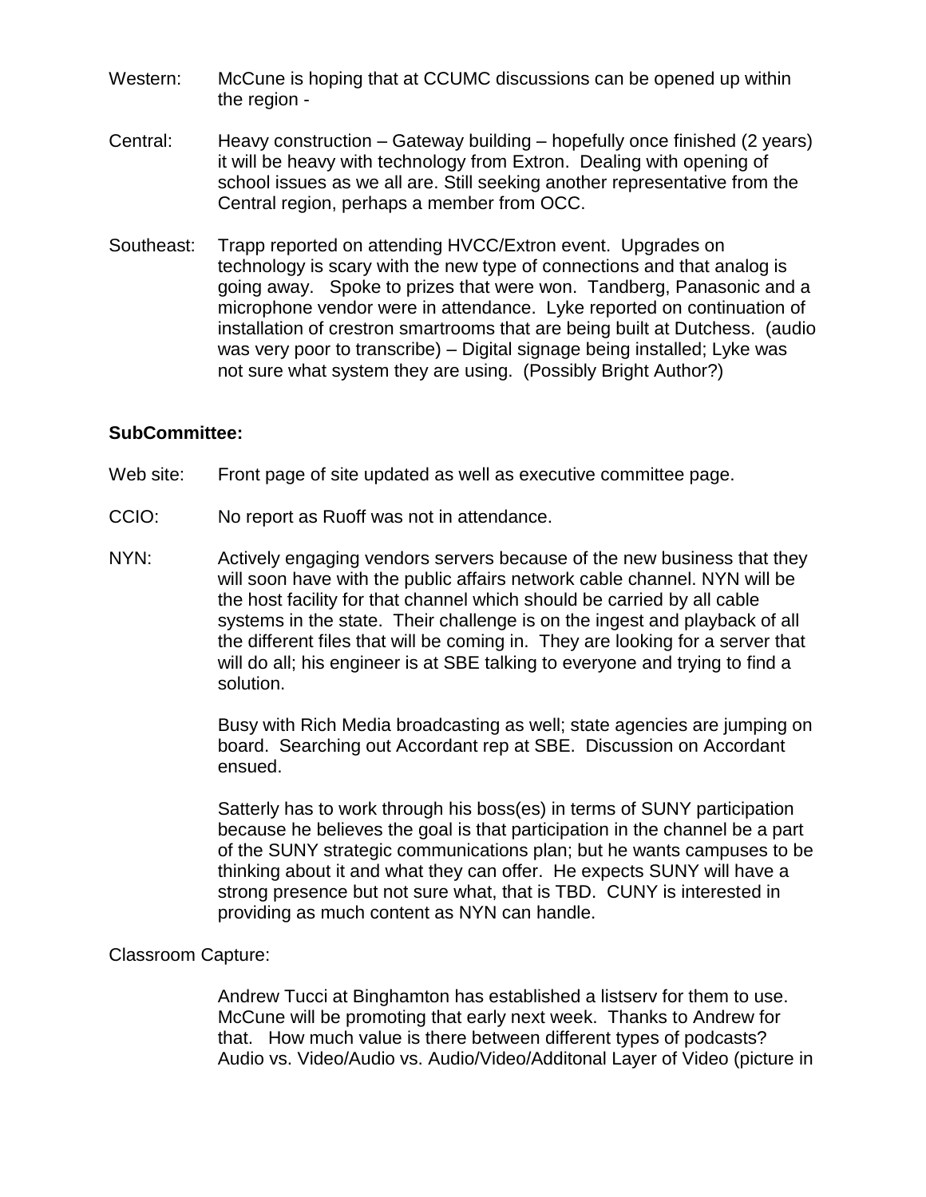Western: McCune is hoping that at CCUMC discussions can be opened up within the region -

Central: Heavy construction – Gateway building – hopefully once finished (2 years) it will be heavy with technology from Extron. Dealing with opening of school issues as we all are. Still seeking another representative from the Central region, perhaps a member from OCC.

Southeast: Trapp reported on attending HVCC/Extron event. Upgrades on technology is scary with the new type of connections and that analog is going away. Spoke to prizes that were won. Tandberg, Panasonic and a microphone vendor were in attendance. Lyke reported on continuation of installation of crestron smartrooms that are being built at Dutchess. (audio was very poor to transcribe) – Digital signage being installed; Lyke was not sure what system they are using. (Possibly Bright Author?)

**SubCommittee:**

Web site: Front page of site updated as well as executive committee page.

CCIO: No report as Ruoff was not in attendance.

NYN: Actively engaging vendors servers because of the new business that they will soon have with the public affairs network cable channel. NYN will be the host facility for that channel which should be carried by all cable systems in the state. Their challenge is on the ingest and playback of all the different files that will be coming in. They are looking for a server that will do all; his engineer is at SBE talking to everyone and trying to find a solution.

Busy with Rich Media broadcasting as well; state agencies are jumping on board. Searching out Accordant rep at SBE. Discussion on Accordant ensued.

Satterly has to work through his boss(es) in terms of SUNY participation because he believes the goal is that participation in the channel be a part of the SUNY strategic communications plan; but he wants campuses to be thinking about it and what they can offer. He expects SUNY will have a strong presence but not sure what, that is TBD. CUNY is interested in providing as much content as NYN can handle.

Classroom Capture:

Andrew Tucci at Binghamton has established a listserv for them to use. McCune will be promoting that early next week. Thanks to Andrew for that. How much value is there between different types of podcasts? Audio vs. Video/Audio vs. Audio/Video/Additonal Layer of Video (picture in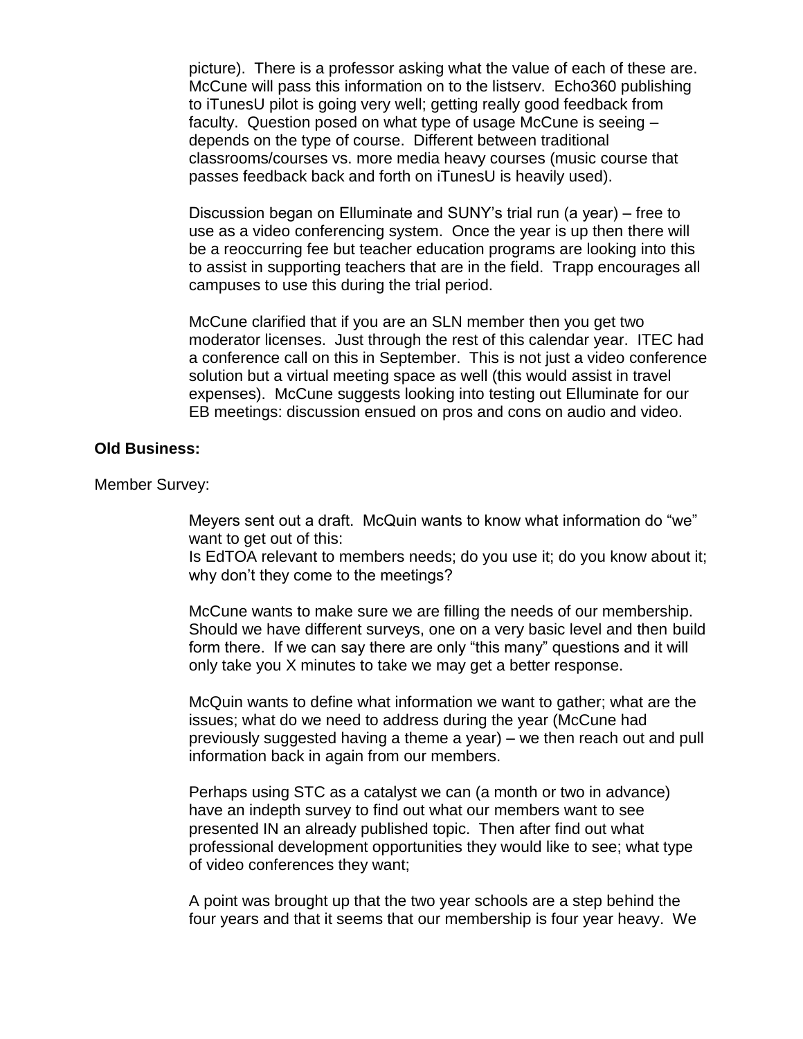picture). There is a professor asking what the value of each of these are. McCune will pass this information on to the listserv. Echo360 publishing to iTunesU pilot is going very well; getting really good feedback from faculty. Question posed on what type of usage McCune is seeing – depends on the type of course. Different between traditional classrooms/courses vs. more media heavy courses (music course that passes feedback back and forth on iTunesU is heavily used).

Discussion began on Elluminate and SUNY's trial run (a year) – free to use as a video conferencing system. Once the year is up then there will be a reoccurring fee but teacher education programs are looking into this to assist in supporting teachers that are in the field. Trapp encourages all campuses to use this during the trial period.

McCune clarified that if you are an SLN member then you get two moderator licenses. Just through the rest of this calendar year. ITEC had a conference call on this in September. This is not just a video conference solution but a virtual meeting space as well (this would assist in travel expenses). McCune suggests looking into testing out Elluminate for our EB meetings: discussion ensued on pros and cons on audio and video.

**Old Business:**

Member Survey:

Meyers sent out a draft. McQuin wants to know what information do "we" want to get out of this:
Is EdTOA relevant to members needs; do you use it; do you know about it; why don't they come to the meetings?

McCune wants to make sure we are filling the needs of our membership. Should we have different surveys, one on a very basic level and then build form there. If we can say there are only "this many" questions and it will only take you X minutes to take we may get a better response.

McQuin wants to define what information we want to gather; what are the issues; what do we need to address during the year (McCune had previously suggested having a theme a year) – we then reach out and pull information back in again from our members.

Perhaps using STC as a catalyst we can (a month or two in advance) have an indepth survey to find out what our members want to see presented IN an already published topic. Then after find out what professional development opportunities they would like to see; what type of video conferences they want;

A point was brought up that the two year schools are a step behind the four years and that it seems that our membership is four year heavy. We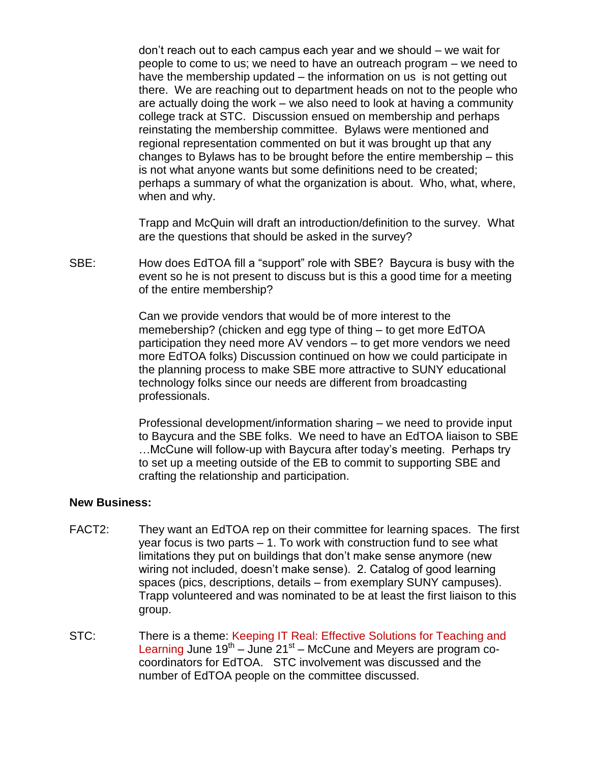don't reach out to each campus each year and we should – we wait for people to come to us; we need to have an outreach program – we need to have the membership updated – the information on us is not getting out there. We are reaching out to department heads on not to the people who are actually doing the work – we also need to look at having a community college track at STC. Discussion ensued on membership and perhaps reinstating the membership committee. Bylaws were mentioned and regional representation commented on but it was brought up that any changes to Bylaws has to be brought before the entire membership – this is not what anyone wants but some definitions need to be created; perhaps a summary of what the organization is about. Who, what, where, when and why.

Trapp and McQuin will draft an introduction/definition to the survey. What are the questions that should be asked in the survey?

SBE: How does EdTOA fill a "support" role with SBE? Baycura is busy with the event so he is not present to discuss but is this a good time for a meeting of the entire membership?

Can we provide vendors that would be of more interest to the memebership? (chicken and egg type of thing – to get more EdTOA participation they need more AV vendors – to get more vendors we need more EdTOA folks) Discussion continued on how we could participate in the planning process to make SBE more attractive to SUNY educational technology folks since our needs are different from broadcasting professionals.

Professional development/information sharing – we need to provide input to Baycura and the SBE folks. We need to have an EdTOA liaison to SBE …McCune will follow-up with Baycura after today's meeting. Perhaps try to set up a meeting outside of the EB to commit to supporting SBE and crafting the relationship and participation.

**New Business:**

FACT2: They want an EdTOA rep on their committee for learning spaces. The first year focus is two parts – 1. To work with construction fund to see what limitations they put on buildings that don't make sense anymore (new wiring not included, doesn't make sense). 2. Catalog of good learning spaces (pics, descriptions, details – from exemplary SUNY campuses). Trapp volunteered and was nominated to be at least the first liaison to this group.

STC: There is a theme: Keeping IT Real: Effective Solutions for Teaching and Learning June 19th – June 21st – McCune and Meyers are program co-coordinators for EdTOA. STC involvement was discussed and the number of EdTOA people on the committee discussed.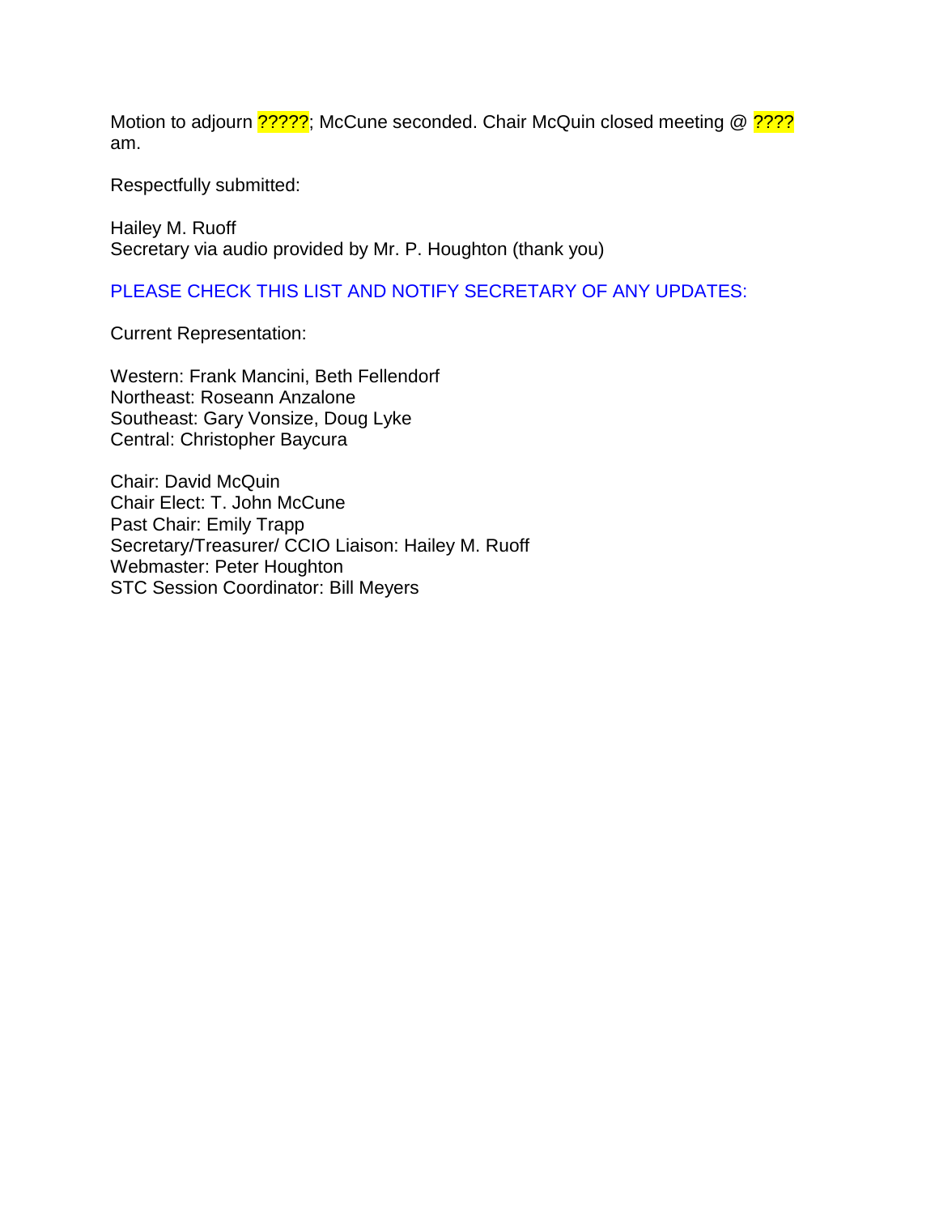Motion to adjourn ?????; McCune seconded. Chair McQuin closed meeting @ ???? am.

Respectfully submitted:

Hailey M. Ruoff
Secretary via audio provided by Mr. P. Houghton (thank you)

PLEASE CHECK THIS LIST AND NOTIFY SECRETARY OF ANY UPDATES:

Current Representation:

Western: Frank Mancini, Beth Fellendorf
Northeast: Roseann Anzalone
Southeast: Gary Vonsize, Doug Lyke
Central: Christopher Baycura

Chair: David McQuin
Chair Elect: T. John McCune
Past Chair: Emily Trapp
Secretary/Treasurer/ CCIO Liaison: Hailey M. Ruoff
Webmaster: Peter Houghton
STC Session Coordinator: Bill Meyers